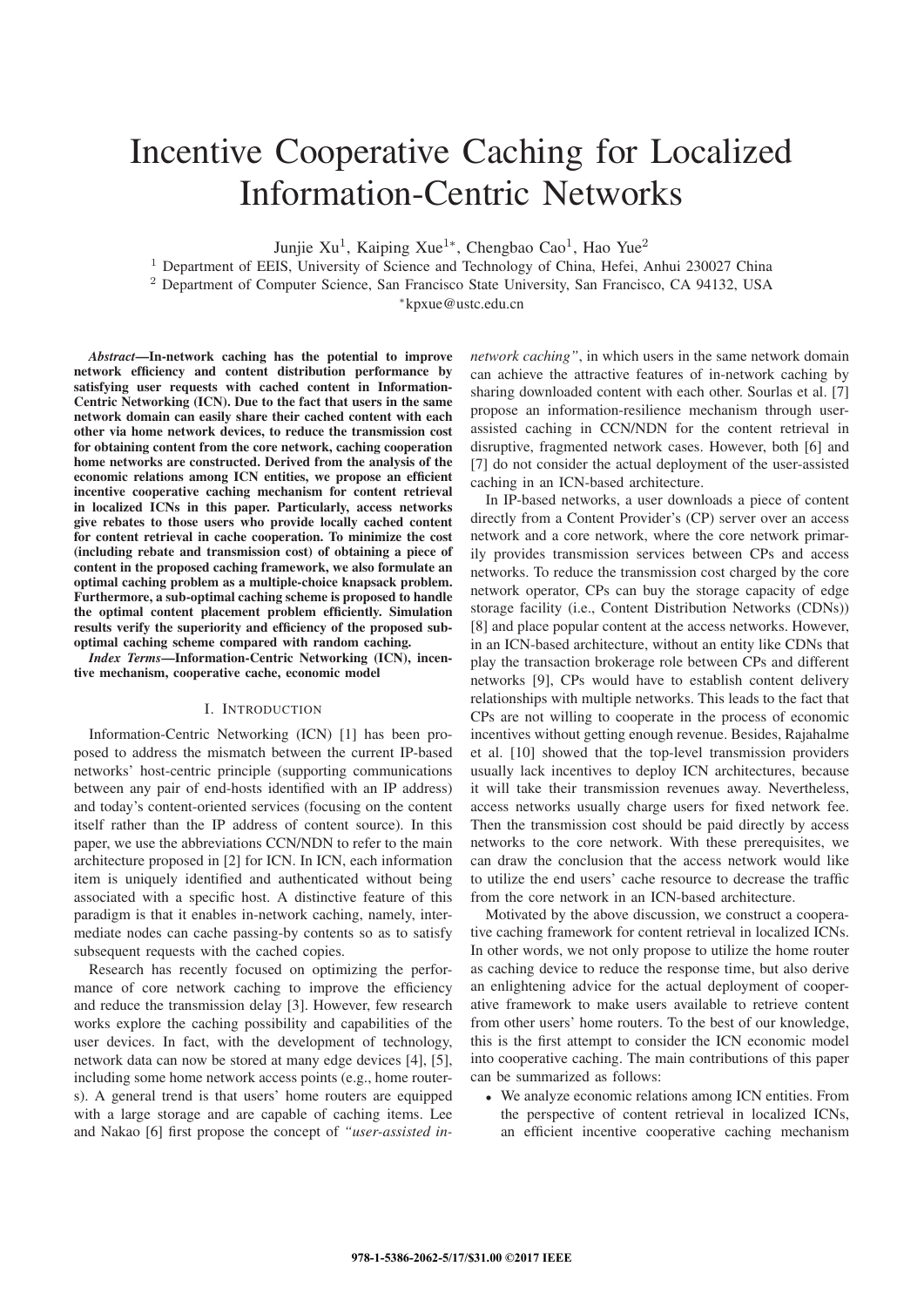# Incentive Cooperative Caching for Localized Information-Centric Networks

Junjie Xu[1], Kaiping Xue[1*], Chengbao Cao[1], Hao Yue[2]

[1] Department of EEIS, University of Science and Technology of China, Hefei, Anhui 230027 China

[2] Department of Computer Science, San Francisco State University, San Francisco, CA 94132, USA

*kpxue@ustc.edu.cn

***Abstract*—In-network caching has the potential to improve network efficiency and content distribution performance by satisfying user requests with cached content in Information-Centric Networking (ICN). Due to the fact that users in the same network domain can easily share their cached content with each other via home network devices, to reduce the transmission cost for obtaining content from the core network, caching cooperation home networks are constructed. Derived from the analysis of the economic relations among ICN entities, we propose an efficient incentive cooperative caching mechanism for content retrieval in localized ICNs in this paper. Particularly, access networks give rebates to those users who provide locally cached content for content retrieval in cache cooperation. To minimize the cost (including rebate and transmission cost) of obtaining a piece of content in the proposed caching framework, we also formulate an optimal caching problem as a multiple-choice knapsack problem. Furthermore, a sub-optimal caching scheme is proposed to handle the optimal content placement problem efficiently. Simulation results verify the superiority and efficiency of the proposed sub-optimal caching scheme compared with random caching.**

***Index Terms*—Information-Centric Networking (ICN), incentive mechanism, cooperative cache, economic model**

## I. Introduction

Information-Centric Networking (ICN) [1] has been proposed to address the mismatch between the current IP-based networks' host-centric principle (supporting communications between any pair of end-hosts identified with an IP address) and today's content-oriented services (focusing on the content itself rather than the IP address of content source). In this paper, we use the abbreviations CCN/NDN to refer to the main architecture proposed in [2] for ICN. In ICN, each information item is uniquely identified and authenticated without being associated with a specific host. A distinctive feature of this paradigm is that it enables in-network caching, namely, intermediate nodes can cache passing-by contents so as to satisfy subsequent requests with the cached copies.

Research has recently focused on optimizing the performance of core network caching to improve the efficiency and reduce the transmission delay [3]. However, few research works explore the caching possibility and capabilities of the user devices. In fact, with the development of technology, network data can now be stored at many edge devices [4], [5], including some home network access points (e.g., home routers). A general trend is that users' home routers are equipped with a large storage and are capable of caching items. Lee and Nakao [6] first propose the concept of *"user-assisted in-network caching"*, in which users in the same network domain can achieve the attractive features of in-network caching by sharing downloaded content with each other. Sourlas et al. [7] propose an information-resilience mechanism through user-assisted caching in CCN/NDN for the content retrieval in disruptive, fragmented network cases. However, both [6] and [7] do not consider the actual deployment of the user-assisted caching in an ICN-based architecture.

In IP-based networks, a user downloads a piece of content directly from a Content Provider's (CP) server over an access network and a core network, where the core network primarily provides transmission services between CPs and access networks. To reduce the transmission cost charged by the core network operator, CPs can buy the storage capacity of edge storage facility (i.e., Content Distribution Networks (CDNs)) [8] and place popular content at the access networks. However, in an ICN-based architecture, without an entity like CDNs that play the transaction brokerage role between CPs and different networks [9], CPs would have to establish content delivery relationships with multiple networks. This leads to the fact that CPs are not willing to cooperate in the process of economic incentives without getting enough revenue. Besides, Rajahalme et al. [10] showed that the top-level transmission providers usually lack incentives to deploy ICN architectures, because it will take their transmission revenues away. Nevertheless, access networks usually charge users for fixed network fee. Then the transmission cost should be paid directly by access networks to the core network. With these prerequisites, we can draw the conclusion that the access network would like to utilize the end users' cache resource to decrease the traffic from the core network in an ICN-based architecture.

Motivated by the above discussion, we construct a cooperative caching framework for content retrieval in localized ICNs. In other words, we not only propose to utilize the home router as caching device to reduce the response time, but also derive an enlightening advice for the actual deployment of cooperative framework to make users available to retrieve content from other users' home routers. To the best of our knowledge, this is the first attempt to consider the ICN economic model into cooperative caching. The main contributions of this paper can be summarized as follows:

- We analyze economic relations among ICN entities. From the perspective of content retrieval in localized ICNs, an efficient incentive cooperative caching mechanism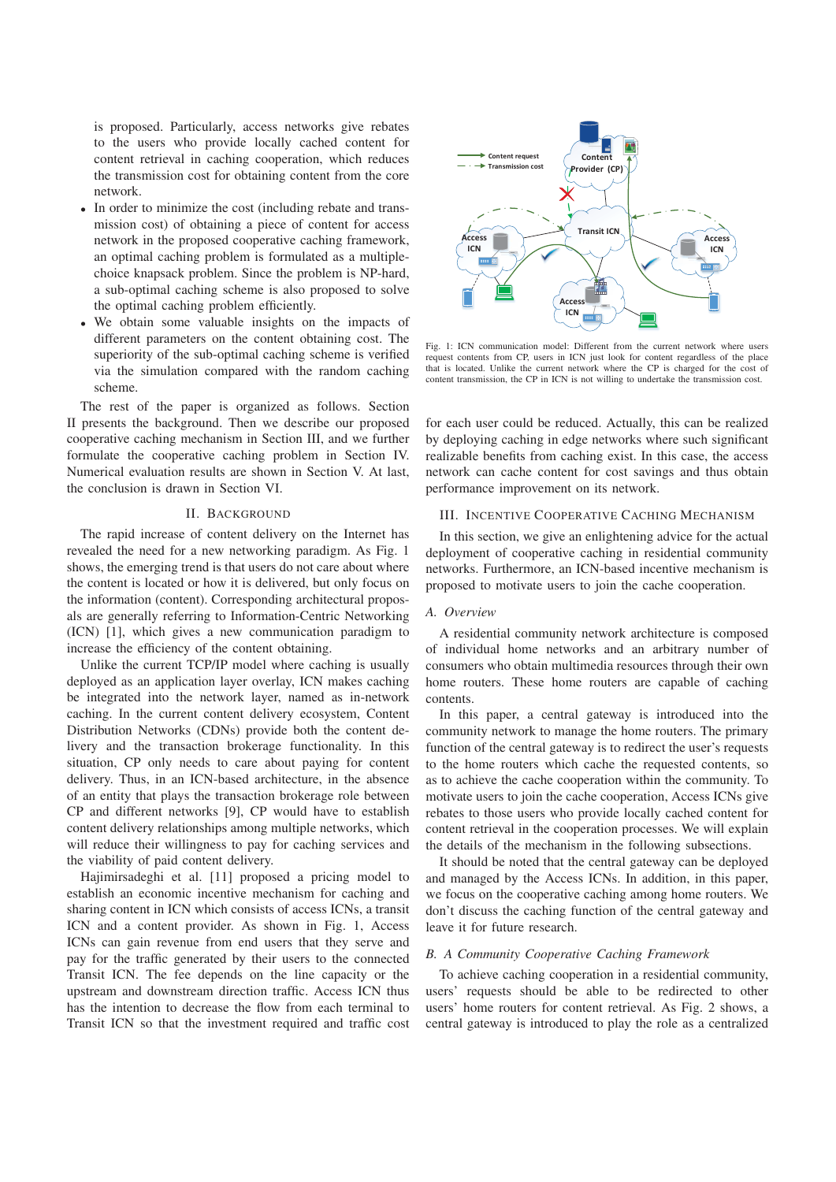is proposed. Particularly, access networks give rebates to the users who provide locally cached content for content retrieval in caching cooperation, which reduces the transmission cost for obtaining content from the core network.

- In order to minimize the cost (including rebate and transmission cost) of obtaining a piece of content for access network in the proposed cooperative caching framework, an optimal caching problem is formulated as a multiple-choice knapsack problem. Since the problem is NP-hard, a sub-optimal caching scheme is also proposed to solve the optimal caching problem efficiently.
- We obtain some valuable insights on the impacts of different parameters on the content obtaining cost. The superiority of the sub-optimal caching scheme is verified via the simulation compared with the random caching scheme.

The rest of the paper is organized as follows. Section II presents the background. Then we describe our proposed cooperative caching mechanism in Section III, and we further formulate the cooperative caching problem in Section IV. Numerical evaluation results are shown in Section V. At last, the conclusion is drawn in Section VI.

## II. Background

The rapid increase of content delivery on the Internet has revealed the need for a new networking paradigm. As Fig. 1 shows, the emerging trend is that users do not care about where the content is located or how it is delivered, but only focus on the information (content). Corresponding architectural proposals are generally referring to Information-Centric Networking (ICN) [1], which gives a new communication paradigm to increase the efficiency of the content obtaining.

Unlike the current TCP/IP model where caching is usually deployed as an application layer overlay, ICN makes caching be integrated into the network layer, named as in-network caching. In the current content delivery ecosystem, Content Distribution Networks (CDNs) provide both the content delivery and the transaction brokerage functionality. In this situation, CP only needs to care about paying for content delivery. Thus, in an ICN-based architecture, in the absence of an entity that plays the transaction brokerage role between CP and different networks [9], CP would have to establish content delivery relationships among multiple networks, which will reduce their willingness to pay for caching services and the viability of paid content delivery.

Hajimirsadeghi et al. [11] proposed a pricing model to establish an economic incentive mechanism for caching and sharing content in ICN which consists of access ICNs, a transit ICN and a content provider. As shown in Fig. 1, Access ICNs can gain revenue from end users that they serve and pay for the traffic generated by their users to the connected Transit ICN. The fee depends on the line capacity or the upstream and downstream direction traffic. Access ICN thus has the intention to decrease the flow from each terminal to Transit ICN so that the investment required and traffic cost for each user could be reduced. Actually, this can be realized by deploying caching in edge networks where such significant realizable benefits from caching exist. In this case, the access network can cache content for cost savings and thus obtain performance improvement on its network.

Fig. 1: ICN communication model: Different from the current network where users request contents from CP, users in ICN just look for content regardless of the place that is located. Unlike the current network where the CP is charged for the cost of content transmission, the CP in ICN is not willing to undertake the transmission cost.

## III. Incentive Cooperative Caching Mechanism

In this section, we give an enlightening advice for the actual deployment of cooperative caching in residential community networks. Furthermore, an ICN-based incentive mechanism is proposed to motivate users to join the cache cooperation.

### A. Overview

A residential community network architecture is composed of individual home networks and an arbitrary number of consumers who obtain multimedia resources through their own home routers. These home routers are capable of caching contents.

In this paper, a central gateway is introduced into the community network to manage the home routers. The primary function of the central gateway is to redirect the user's requests to the home routers which cache the requested contents, so as to achieve the cache cooperation within the community. To motivate users to join the cache cooperation, Access ICNs give rebates to those users who provide locally cached content for content retrieval in the cooperation processes. We will explain the details of the mechanism in the following subsections.

It should be noted that the central gateway can be deployed and managed by the Access ICNs. In addition, in this paper, we focus on the cooperative caching among home routers. We don't discuss the caching function of the central gateway and leave it for future research.

### B. A Community Cooperative Caching Framework

To achieve caching cooperation in a residential community, users' requests should be able to be redirected to other users' home routers for content retrieval. As Fig. 2 shows, a central gateway is introduced to play the role as a centralized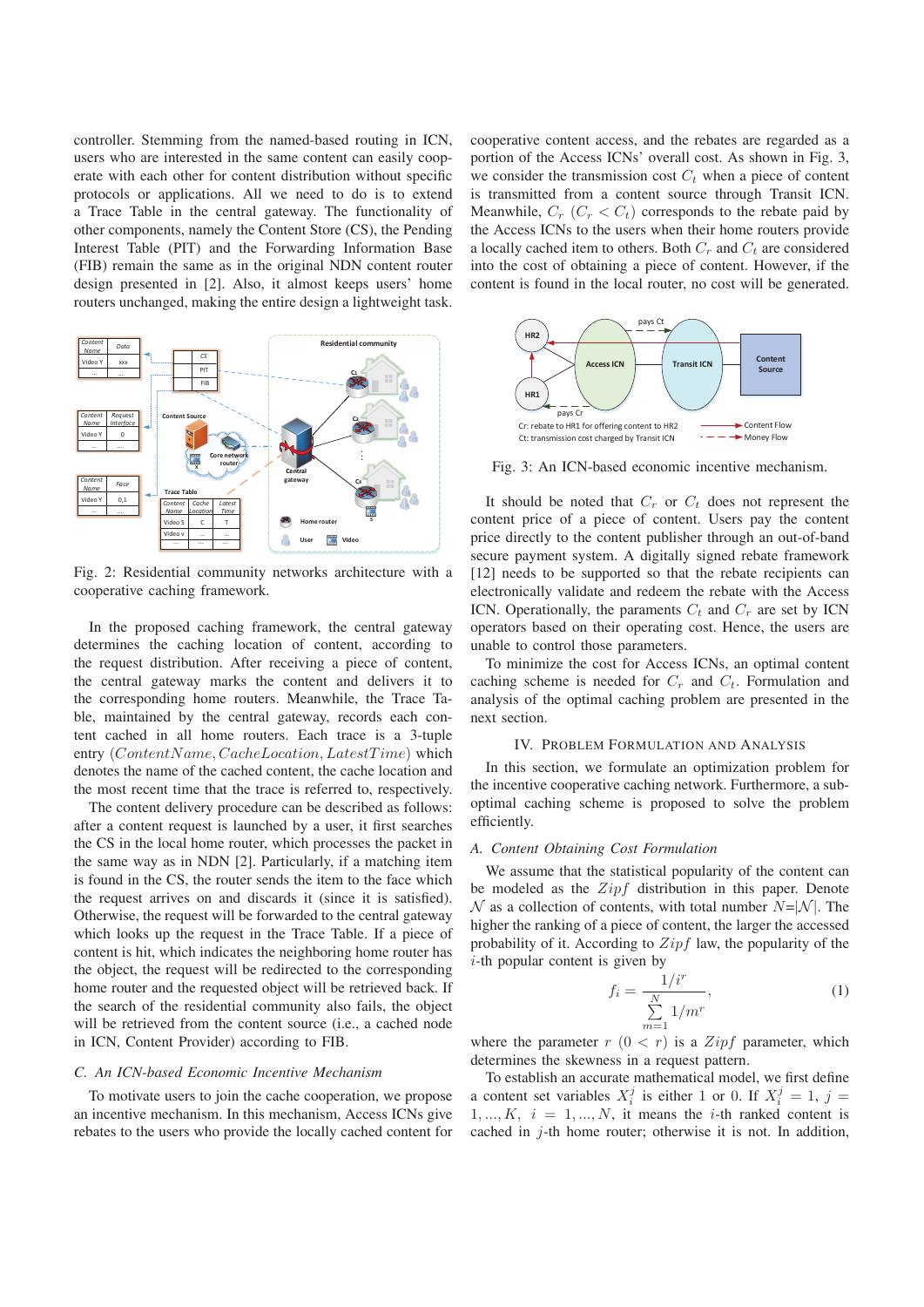controller. Stemming from the named-based routing in ICN, users who are interested in the same content can easily cooperate with each other for content distribution without specific protocols or applications. All we need to do is to extend a Trace Table in the central gateway. The functionality of other components, namely the Content Store (CS), the Pending Interest Table (PIT) and the Forwarding Information Base (FIB) remain the same as in the original NDN content router design presented in [2]. Also, it almost keeps users' home routers unchanged, making the entire design a lightweight task.

Fig. 2: Residential community networks architecture with a cooperative caching framework.

In the proposed caching framework, the central gateway determines the caching location of content, according to the request distribution. After receiving a piece of content, the central gateway marks the content and delivers it to the corresponding home routers. Meanwhile, the Trace Table, maintained by the central gateway, records each content cached in all home routers. Each trace is a 3-tuple entry $(ContentName, CacheLocation, LatestTime)$ which denotes the name of the cached content, the cache location and the most recent time that the trace is referred to, respectively.

The content delivery procedure can be described as follows: after a content request is launched by a user, it first searches the CS in the local home router, which processes the packet in the same way as in NDN [2]. Particularly, if a matching item is found in the CS, the router sends the item to the face which the request arrives on and discards it (since it is satisfied). Otherwise, the request will be forwarded to the central gateway which looks up the request in the Trace Table. If a piece of content is hit, which indicates the neighboring home router has the object, the request will be redirected to the corresponding home router and the requested object will be retrieved back. If the search of the residential community also fails, the object will be retrieved from the content source (i.e., a cached node in ICN, Content Provider) according to FIB.

### C. An ICN-based Economic Incentive Mechanism

To motivate users to join the cache cooperation, we propose an incentive mechanism. In this mechanism, Access ICNs give rebates to the users who provide the locally cached content for cooperative content access, and the rebates are regarded as a portion of the Access ICNs' overall cost. As shown in Fig. 3, we consider the transmission cost $C_t$ when a piece of content is transmitted from a content source through Transit ICN. Meanwhile, $C_r$ $(C_r < C_t)$ corresponds to the rebate paid by the Access ICNs to the users when their home routers provide a locally cached item to others. Both $C_r$ and $C_t$ are considered into the cost of obtaining a piece of content. However, if the content is found in the local router, no cost will be generated.

Fig. 3: An ICN-based economic incentive mechanism.

It should be noted that $C_r$ or $C_t$ does not represent the content price of a piece of content. Users pay the content price directly to the content publisher through an out-of-band secure payment system. A digitally signed rebate framework [12] needs to be supported so that the rebate recipients can electronically validate and redeem the rebate with the Access ICN. Operationally, the paraments $C_t$ and $C_r$ are set by ICN operators based on their operating cost. Hence, the users are unable to control those parameters.

To minimize the cost for Access ICNs, an optimal content caching scheme is needed for $C_r$ and $C_t$. Formulation and analysis of the optimal caching problem are presented in the next section.

## IV. Problem Formulation and Analysis

In this section, we formulate an optimization problem for the incentive cooperative caching network. Furthermore, a sub-optimal caching scheme is proposed to solve the problem efficiently.

### A. Content Obtaining Cost Formulation

We assume that the statistical popularity of the content can be modeled as the $Zipf$ distribution in this paper. Denote $\mathcal{N}$ as a collection of contents, with total number $N$=$|\mathcal{N}|$. The higher the ranking of a piece of content, the larger the accessed probability of it. According to $Zipf$ law, the popularity of the $i$-th popular content is given by

$$f_i = \frac{1/i^r}{\sum\limits_{m=1}^{N} 1/m^r}, \tag{1}$$

where the parameter $r$ $(0 < r)$ is a $Zipf$ parameter, which determines the skewness in a request pattern.

To establish an accurate mathematical model, we first define a content set variables $X_i^j$ is either 1 or 0. If $X_i^j = 1$, $j = 1, ..., K$, $i = 1, ..., N$, it means the $i$-th ranked content is cached in $j$-th home router; otherwise it is not. In addition,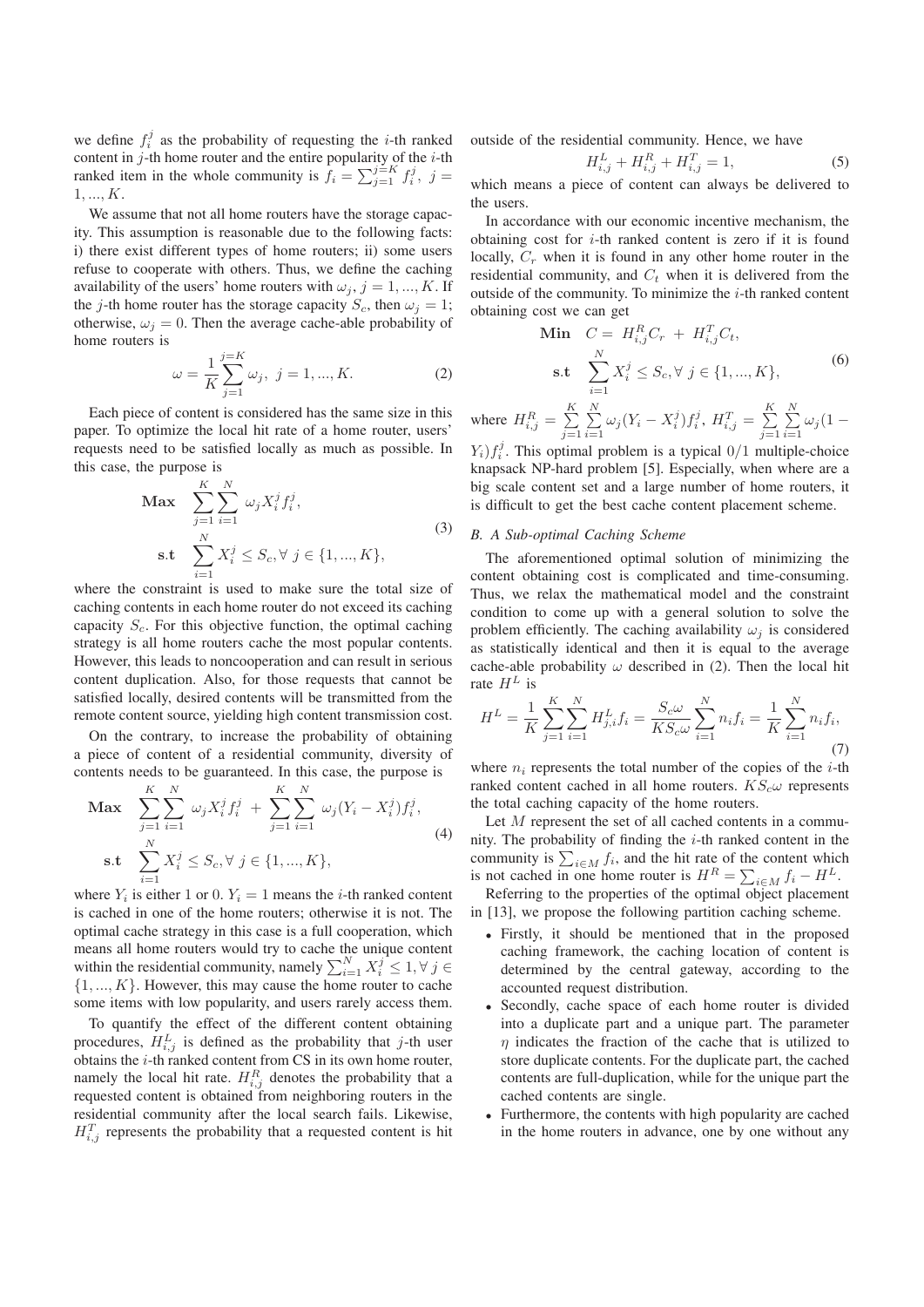we define $f_i^j$ as the probability of requesting the $i$-th ranked content in $j$-th home router and the entire popularity of the $i$-th ranked item in the whole community is $f_i = \sum_{j=1}^{j=K} f_i^j,\ j = 1, ..., K$.

We assume that not all home routers have the storage capacity. This assumption is reasonable due to the following facts: i) there exist different types of home routers; ii) some users refuse to cooperate with others. Thus, we define the caching availability of the users' home routers with $\omega_j,\ j = 1, ..., K$. If the $j$-th home router has the storage capacity $S_c$, then $\omega_j = 1$; otherwise, $\omega_j = 0$. Then the average cache-able probability of home routers is

$$\omega = \frac{1}{K}\sum_{j=1}^{j=K} \omega_j,\ j = 1, ..., K. \tag{2}$$

Each piece of content is considered has the same size in this paper. To optimize the local hit rate of a home router, users' requests need to be satisfied locally as much as possible. In this case, the purpose is

$$\begin{aligned} \textbf{Max} \quad & \sum_{j=1}^{K}\sum_{i=1}^{N} \omega_j X_i^j f_i^j, \\ \textbf{s.t} \quad & \sum_{i=1}^{N} X_i^j \le S_c, \forall\ j \in \{1, ..., K\}, \end{aligned} \tag{3}$$

where the constraint is used to make sure the total size of caching contents in each home router do not exceed its caching capacity $S_c$. For this objective function, the optimal caching strategy is all home routers cache the most popular contents. However, this leads to noncooperation and can result in serious content duplication. Also, for those requests that cannot be satisfied locally, desired contents will be transmitted from the remote content source, yielding high content transmission cost.

On the contrary, to increase the probability of obtaining a piece of content of a residential community, diversity of contents needs to be guaranteed. In this case, the purpose is

$$\begin{aligned} \textbf{Max} \quad & \sum_{j=1}^{K}\sum_{i=1}^{N} \omega_j X_i^j f_i^j \ + \ \sum_{j=1}^{K}\sum_{i=1}^{N} \omega_j (Y_i - X_i^j) f_i^j, \\ \textbf{s.t} \quad & \sum_{i=1}^{N} X_i^j \le S_c, \forall\ j \in \{1, ..., K\}, \end{aligned} \tag{4}$$

where $Y_i$ is either 1 or 0. $Y_i = 1$ means the $i$-th ranked content is cached in one of the home routers; otherwise it is not. The optimal cache strategy in this case is a full cooperation, which means all home routers would try to cache the unique content within the residential community, namely $\sum_{i=1}^{N} X_i^j \le 1, \forall\ j \in \{1, ..., K\}$. However, this may cause the home router to cache some items with low popularity, and users rarely access them.

To quantify the effect of the different content obtaining procedures, $H_{i,j}^L$ is defined as the probability that $j$-th user obtains the $i$-th ranked content from CS in its own home router, namely the local hit rate. $H_{i,j}^R$ denotes the probability that a requested content is obtained from neighboring routers in the residential community after the local search fails. Likewise, $H_{i,j}^T$ represents the probability that a requested content is hit outside of the residential community. Hence, we have

$$H_{i,j}^L + H_{i,j}^R + H_{i,j}^T = 1, \tag{5}$$

which means a piece of content can always be delivered to the users.

In accordance with our economic incentive mechanism, the obtaining cost for $i$-th ranked content is zero if it is found locally, $C_r$ when it is found in any other home router in the residential community, and $C_t$ when it is delivered from the outside of the community. To minimize the $i$-th ranked content obtaining cost we can get

$$\begin{aligned} \textbf{Min} \quad & C = \ H_{i,j}^R C_r \ + \ H_{i,j}^T C_t, \\ \textbf{s.t} \quad & \sum_{i=1}^{N} X_i^j \le S_c, \forall\ j \in \{1, ..., K\}, \end{aligned} \tag{6}$$

where $H_{i,j}^R = \sum_{j=1}^{K}\sum_{i=1}^{N} \omega_j (Y_i - X_i^j) f_i^j$, $H_{i,j}^T = \sum_{j=1}^{K}\sum_{i=1}^{N} \omega_j (1 - Y_i) f_i^j$. This optimal problem is a typical $0/1$ multiple-choice knapsack NP-hard problem [5]. Especially, when where are a big scale content set and a large number of home routers, it is difficult to get the best cache content placement scheme.

### B. A Sub-optimal Caching Scheme

The aforementioned optimal solution of minimizing the content obtaining cost is complicated and time-consuming. Thus, we relax the mathematical model and the constraint condition to come up with a general solution to solve the problem efficiently. The caching availability $\omega_j$ is considered as statistically identical and then it is equal to the average cache-able probability $\omega$ described in (2). Then the local hit rate $H^L$ is

$$H^L = \frac{1}{K}\sum_{j=1}^{K}\sum_{i=1}^{N} H_{j,i}^L f_i = \frac{S_c \omega}{K S_c \omega}\sum_{i=1}^{N} n_i f_i = \frac{1}{K}\sum_{i=1}^{N} n_i f_i, \tag{7}$$

where $n_i$ represents the total number of the copies of the $i$-th ranked content cached in all home routers. $K S_c \omega$ represents the total caching capacity of the home routers.

Let $M$ represent the set of all cached contents in a community. The probability of finding the $i$-th ranked content in the community is $\sum_{i \in M} f_i$, and the hit rate of the content which is not cached in one home router is $H^R = \sum_{i \in M} f_i - H^L$.

Referring to the properties of the optimal object placement in [13], we propose the following partition caching scheme.

- Firstly, it should be mentioned that in the proposed caching framework, the caching location of content is determined by the central gateway, according to the accounted request distribution.
- Secondly, cache space of each home router is divided into a duplicate part and a unique part. The parameter $\eta$ indicates the fraction of the cache that is utilized to store duplicate contents. For the duplicate part, the cached contents are full-duplication, while for the unique part the cached contents are single.
- Furthermore, the contents with high popularity are cached in the home routers in advance, one by one without any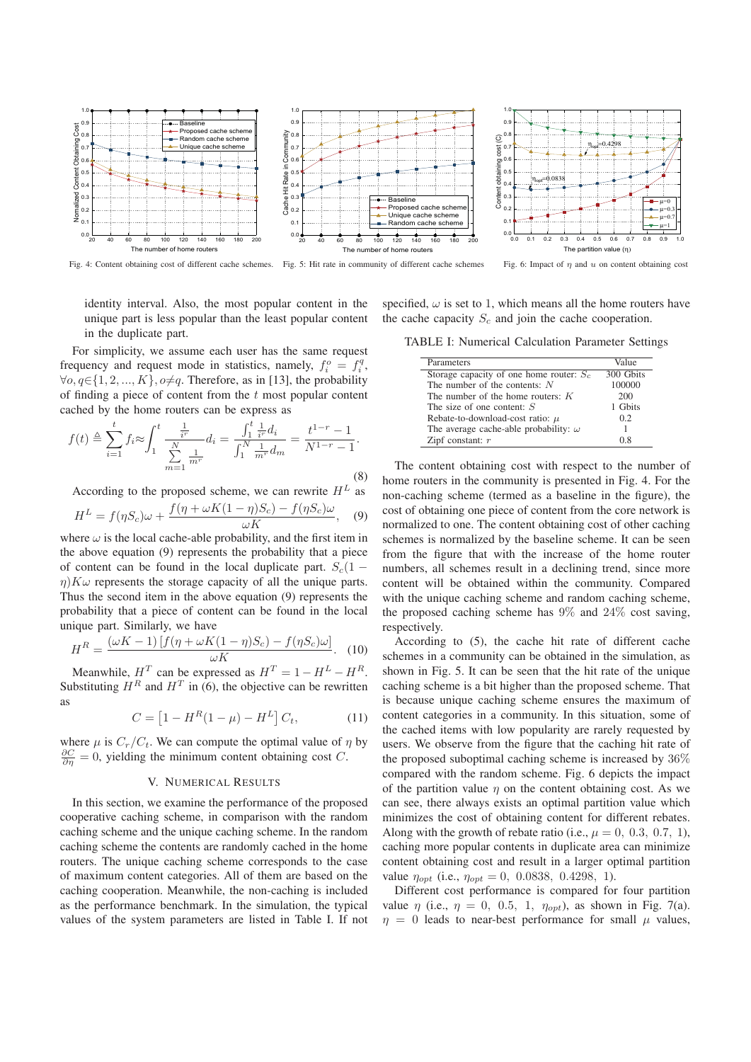Fig. 4: Content obtaining cost of different cache schemes.

Fig. 5: Hit rate in community of different cache schemes

Fig. 6: Impact of $\eta$ and $u$ on content obtaining cost

identity interval. Also, the most popular content in the unique part is less popular than the least popular content in the duplicate part.

For simplicity, we assume each user has the same request frequency and request mode in statistics, namely, $f_i^o = f_i^q$, $\forall o, q \in \{1, 2, ..., K\}, o \neq q$. Therefore, as in [13], the probability of finding a piece of content from the $t$ most popular content cached by the home routers can be express as

$$f(t) \triangleq \sum_{i=1}^{t} f_i \approx \int_1^t \frac{\frac{1}{i^r}}{\sum_{m=1}^{N} \frac{1}{m^r}} d_i = \frac{\int_1^t \frac{1}{i^r} d_i}{\int_1^N \frac{1}{m^r} d_m} = \frac{t^{1-r} - 1}{N^{1-r} - 1}. \tag{8}$$

According to the proposed scheme, we can rewrite $H^L$ as

$$H^L = f(\eta S_c)\omega + \frac{f(\eta + \omega K(1-\eta)S_c) - f(\eta S_c)\omega}{\omega K}, \tag{9}$$

where $\omega$ is the local cache-able probability, and the first item in the above equation (9) represents the probability that a piece of content can be found in the local duplicate part. $S_c(1-\eta)K\omega$ represents the storage capacity of all the unique parts. Thus the second item in the above equation (9) represents the probability that a piece of content can be found in the local unique part. Similarly, we have

$$H^R = \frac{(\omega K - 1)\left[f(\eta + \omega K(1-\eta)S_c) - f(\eta S_c)\omega\right]}{\omega K}. \tag{10}$$

Meanwhile, $H^T$ can be expressed as $H^T = 1 - H^L - H^R$. Substituting $H^R$ and $H^T$ in (6), the objective can be rewritten as

$$C = \left[1 - H^R(1-\mu) - H^L\right] C_t, \tag{11}$$

where $\mu$ is $C_r/C_t$. We can compute the optimal value of $\eta$ by $\frac{\partial C}{\partial \eta} = 0$, yielding the minimum content obtaining cost $C$.

## V. Numerical Results

In this section, we examine the performance of the proposed cooperative caching scheme, in comparison with the random caching scheme and the unique caching scheme. In the random caching scheme the contents are randomly cached in the home routers. The unique caching scheme corresponds to the case of maximum content categories. All of them are based on the caching cooperation. Meanwhile, the non-caching is included as the performance benchmark. In the simulation, the typical values of the system parameters are listed in Table I. If not specified, $\omega$ is set to 1, which means all the home routers have the cache capacity $S_c$ and join the cache cooperation.

TABLE I: Numerical Calculation Parameter Settings

| Parameters | Value |
|---|---|
| Storage capacity of one home router: $S_c$ | 300 Gbits |
| The number of the contents: $N$ | 100000 |
| The number of the home routers: $K$ | 200 |
| The size of one content: $S$ | 1 Gbits |
| Rebate-to-download-cost ratio: $\mu$ | 0.2 |
| The average cache-able probability: $\omega$ | 1 |
| Zipf constant: $r$ | 0.8 |

The content obtaining cost with respect to the number of home routers in the community is presented in Fig. 4. For the non-caching scheme (termed as a baseline in the figure), the cost of obtaining one piece of content from the core network is normalized to one. The content obtaining cost of other caching schemes is normalized by the baseline scheme. It can be seen from the figure that with the increase of the home router numbers, all schemes result in a declining trend, since more content will be obtained within the community. Compared with the unique caching scheme and random caching scheme, the proposed caching scheme has 9% and 24% cost saving, respectively.

According to (5), the cache hit rate of different cache schemes in a community can be obtained in the simulation, as shown in Fig. 5. It can be seen that the hit rate of the unique caching scheme is a bit higher than the proposed scheme. That is because unique caching scheme ensures the maximum of content categories in a community. In this situation, some of the cached items with low popularity are rarely requested by users. We observe from the figure that the caching hit rate of the proposed suboptimal caching scheme is increased by 36% compared with the random scheme. Fig. 6 depicts the impact of the partition value $\eta$ on the content obtaining cost. As we can see, there always exists an optimal partition value which minimizes the cost of obtaining content for different rebates. Along with the growth of rebate ratio (i.e., $\mu = 0,\ 0.3,\ 0.7,\ 1$), caching more popular contents in duplicate area can minimize content obtaining cost and result in a larger optimal partition value $\eta_{opt}$ (i.e., $\eta_{opt} = 0,\ 0.0838,\ 0.4298,\ 1$).

Different cost performance is compared for four partition value $\eta$ (i.e., $\eta = 0,\ 0.5,\ 1,\ \eta_{opt}$), as shown in Fig. 7(a). $\eta = 0$ leads to near-best performance for small $\mu$ values,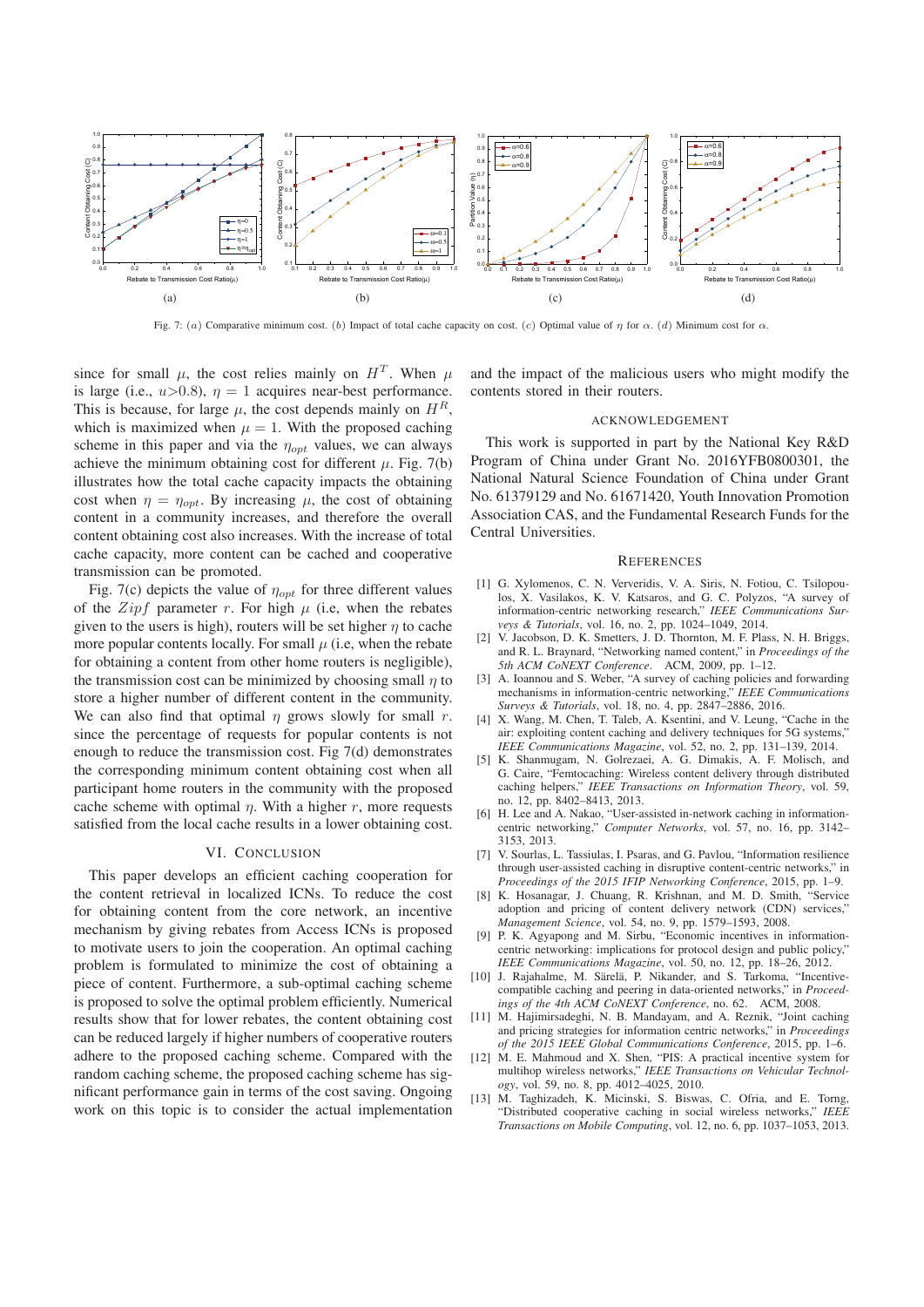Content Obtaining Cost (C)

Rebate to Transmission Cost Ratio(μ)

η=0
η=0.5
η=1
η=η_opt

(a)

Content Obtaining Cost (C)

Rebate to Transmission Cost Ratio(μ)

ω=0.1
ω=0.5
ω=1

(b)

Partition Value (η)

Rebate to Transmission Cost Ratio(μ)

α=0.6
α=0.8
α=0.9

(c)

Content Obtaining Cost (C)

Rebate to Transmission Cost Ratio(μ)

α=0.6
α=0.8
α=0.9

(d)

Fig. 7: $(a)$ Comparative minimum cost. $(b)$ Impact of total cache capacity on cost. $(c)$ Optimal value of $\eta$ for $\alpha$. $(d)$ Minimum cost for $\alpha$.

since for small $\mu$, the cost relies mainly on $H^T$. When $\mu$ is large (i.e., $u{>}0.8$), $\eta = 1$ acquires near-best performance. This is because, for large $\mu$, the cost depends mainly on $H^R$, which is maximized when $\mu = 1$. With the proposed caching scheme in this paper and via the $\eta_{opt}$ values, we can always achieve the minimum obtaining cost for different $\mu$. Fig. 7(b) illustrates how the total cache capacity impacts the obtaining cost when $\eta = \eta_{opt}$. By increasing $\mu$, the cost of obtaining content in a community increases, and therefore the overall content obtaining cost also increases. With the increase of total cache capacity, more content can be cached and cooperative transmission can be promoted.

Fig. 7(c) depicts the value of $\eta_{opt}$ for three different values of the $Zipf$ parameter $r$. For high $\mu$ (i.e, when the rebates given to the users is high), routers will be set higher $\eta$ to cache more popular contents locally. For small $\mu$ (i.e, when the rebate for obtaining a content from other home routers is negligible), the transmission cost can be minimized by choosing small $\eta$ to store a higher number of different content in the community. We can also find that optimal $\eta$ grows slowly for small $r$. since the percentage of requests for popular contents is not enough to reduce the transmission cost. Fig 7(d) demonstrates the corresponding minimum content obtaining cost when all participant home routers in the community with the proposed cache scheme with optimal $\eta$. With a higher $r$, more requests satisfied from the local cache results in a lower obtaining cost.

## VI. Conclusion

This paper develops an efficient caching cooperation for the content retrieval in localized ICNs. To reduce the cost for obtaining content from the core network, an incentive mechanism by giving rebates from Access ICNs is proposed to motivate users to join the cooperation. An optimal caching problem is formulated to minimize the cost of obtaining a piece of content. Furthermore, a sub-optimal caching scheme is proposed to solve the optimal problem efficiently. Numerical results show that for lower rebates, the content obtaining cost can be reduced largely if higher numbers of cooperative routers adhere to the proposed caching scheme. Compared with the random caching scheme, the proposed caching scheme has significant performance gain in terms of the cost saving. Ongoing work on this topic is to consider the actual implementation and the impact of the malicious users who might modify the contents stored in their routers.

## Acknowledgement

This work is supported in part by the National Key R&D Program of China under Grant No. 2016YFB0800301, the National Natural Science Foundation of China under Grant No. 61379129 and No. 61671420, Youth Innovation Promotion Association CAS, and the Fundamental Research Funds for the Central Universities.

## References

[1] G. Xylomenos, C. N. Ververidis, V. A. Siris, N. Fotiou, C. Tsilopoulos, X. Vasilakos, K. V. Katsaros, and G. C. Polyzos, "A survey of information-centric networking research," *IEEE Communications Surveys & Tutorials*, vol. 16, no. 2, pp. 1024–1049, 2014.

[2] V. Jacobson, D. K. Smetters, J. D. Thornton, M. F. Plass, N. H. Briggs, and R. L. Braynard, "Networking named content," in *Proceedings of the 5th ACM CoNEXT Conference*. ACM, 2009, pp. 1–12.

[3] A. Ioannou and S. Weber, "A survey of caching policies and forwarding mechanisms in information-centric networking," *IEEE Communications Surveys & Tutorials*, vol. 18, no. 4, pp. 2847–2886, 2016.

[4] X. Wang, M. Chen, T. Taleb, A. Ksentini, and V. Leung, "Cache in the air: exploiting content caching and delivery techniques for 5G systems," *IEEE Communications Magazine*, vol. 52, no. 2, pp. 131–139, 2014.

[5] K. Shanmugam, N. Golrezaei, A. G. Dimakis, A. F. Molisch, and G. Caire, "Femtocaching: Wireless content delivery through distributed caching helpers," *IEEE Transactions on Information Theory*, vol. 59, no. 12, pp. 8402–8413, 2013.

[6] H. Lee and A. Nakao, "User-assisted in-network caching in information-centric networking," *Computer Networks*, vol. 57, no. 16, pp. 3142–3153, 2013.

[7] V. Sourlas, L. Tassiulas, I. Psaras, and G. Pavlou, "Information resilience through user-assisted caching in disruptive content-centric networks," in *Proceedings of the 2015 IFIP Networking Conference*, 2015, pp. 1–9.

[8] K. Hosanagar, J. Chuang, R. Krishnan, and M. D. Smith, "Service adoption and pricing of content delivery network (CDN) services," *Management Science*, vol. 54, no. 9, pp. 1579–1593, 2008.

[9] P. K. Agyapong and M. Sirbu, "Economic incentives in information-centric networking: implications for protocol design and public policy," *IEEE Communications Magazine*, vol. 50, no. 12, pp. 18–26, 2012.

[10] J. Rajahalme, M. Särelä, P. Nikander, and S. Tarkoma, "Incentive-compatible caching and peering in data-oriented networks," in *Proceedings of the 4th ACM CoNEXT Conference*, no. 62. ACM, 2008.

[11] M. Hajimirsadeghi, N. B. Mandayam, and A. Reznik, "Joint caching and pricing strategies for information centric networks," in *Proceedings of the 2015 IEEE Global Communications Conference*, 2015, pp. 1–6.

[12] M. E. Mahmoud and X. Shen, "PIS: A practical incentive system for multihop wireless networks," *IEEE Transactions on Vehicular Technology*, vol. 59, no. 8, pp. 4012–4025, 2010.

[13] M. Taghizadeh, K. Micinski, S. Biswas, C. Ofria, and E. Torng, "Distributed cooperative caching in social wireless networks," *IEEE Transactions on Mobile Computing*, vol. 12, no. 6, pp. 1037–1053, 2013.